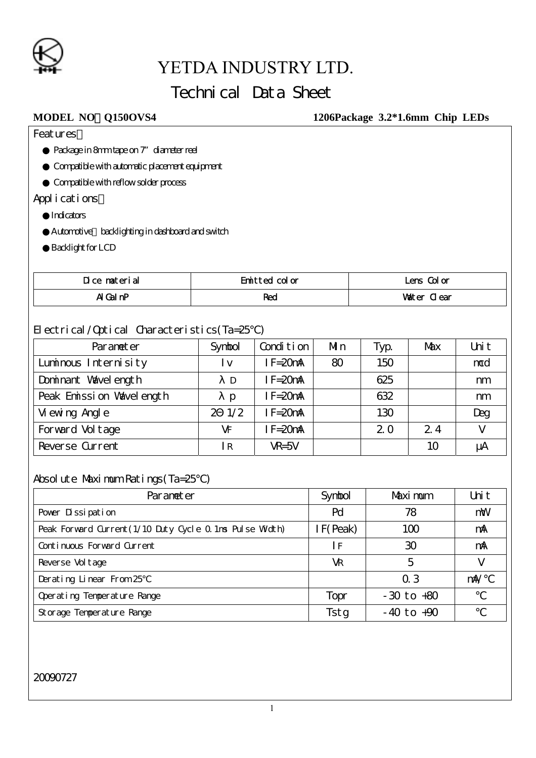# YETDA INDUSTRY LTD.

## Technical Data Sheet

**MODEL NO：Q150OVS4** **1206Package 3.2*1.6mm Chip LEDs**

Features：

- Package in 8mm tape on 7" diameter reel
- Compatible with automatic placement equipment
- Compatible with reflow solder process

Applications：

- Indicators
- Automotive：backlighting in dashboard and switch
- Backlight for LCD

| Dice material | Emitted color | Lens Color |
|---|---|---|
| AlGaInP | Red | Water Clear |

Electrical/Optical Characteristics(Ta=25℃)

| Parameter | Symbol | Condition | Min | Typ. | Max | Unit |
|---|---|---|---|---|---|---|
| Luminous Internisity | Iv | IF=20mA | 80 | 150 | | mcd |
| Dominant Wavelength | λD | IF=20mA | | 625 | | nm |
| Peak Emission Wavelength | λp | IF=20mA | | 632 | | nm |
| Viewing Angle | 2θ1/2 | IF=20mA | | 130 | | Deg |
| Forward Voltage | VF | IF=20mA | | 2.0 | 2.4 | V |
| Reverse Current | IR | VR=5V | | | 10 | μA |

Absolute Maximum Ratings(Ta=25℃)

| Parameter | Symbol | Maximum | Unit |
|---|---|---|---|
| Power Dissipation | Pd | 78 | mW |
| Peak Forward Current(1/10 Duty Cycle 0.1ms Pulse Width) | IF(Peak) | 100 | mA |
| Continuous Forward Current | IF | 30 | mA |
| Reverse Voltage | VR | 5 | V |
| Derating Linear From 25℃ | | 0.3 | mA/℃ |
| Operating Temperature Range | Topr | -30 to +80 | ℃ |
| Storage Temperature Range | Tstg | -40 to +90 | ℃ |

20090727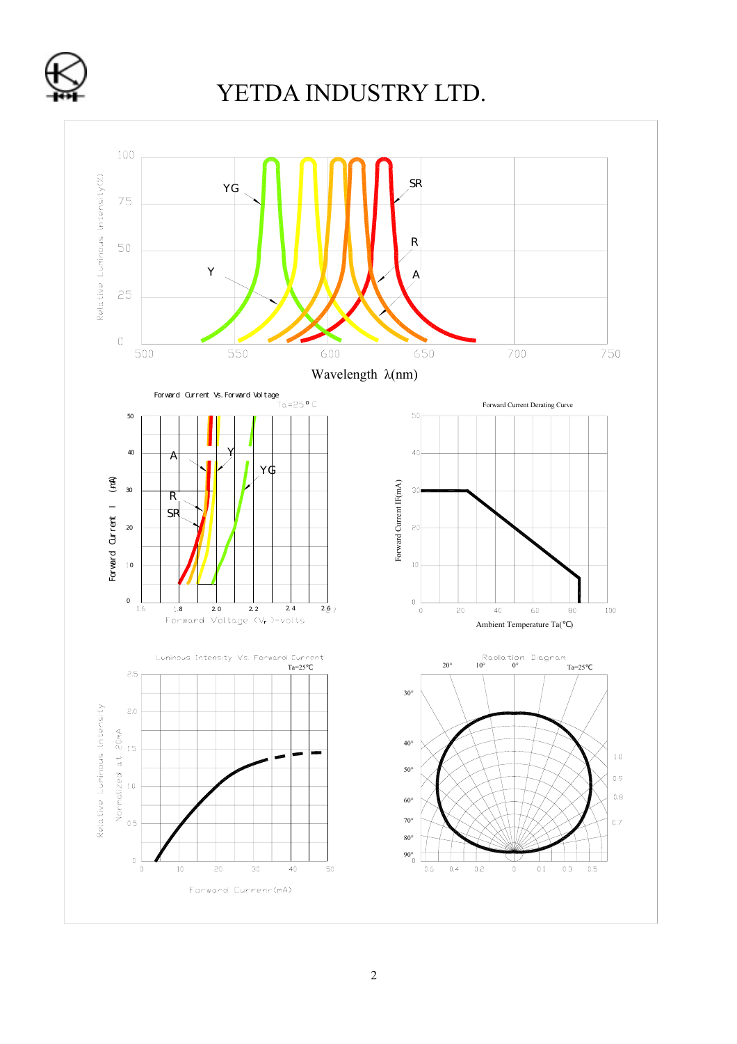# YETDA INDUSTRY LTD.

Relative Luminous intensity(%)

YG, SR, R, A, Y

Wavelength λ(nm)

Forward Current Vs. Forward Voltage

Ta=25°C

Forward Current I (mA)

Forward Voltage ($V_F$)-volts

Forward Current Derating Curve

Forward Current IF(mA)

Ambient Temperature Ta(°C)

Luminous Intensity Vs Forward Current

Ta=25°C

Relative Luminous intensity Normalized at 20mA

Forward Current(mA)

Radiation Diagram

Ta=25°C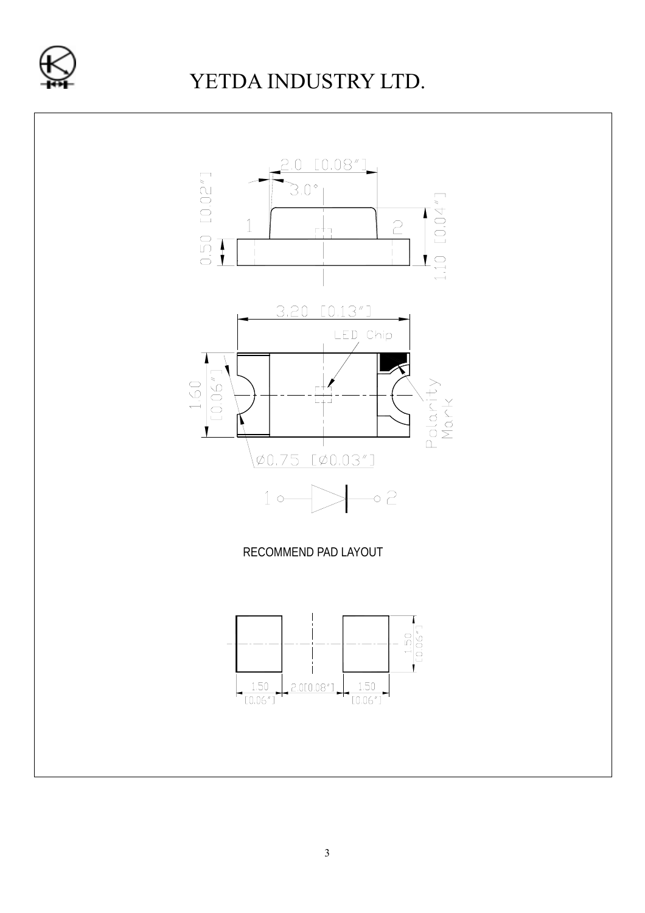YETDA INDUSTRY LTD.

2.0 [0.08″]

3.0°

0.50 [0.02″]

1.10 [0.04″]

1

2

3.20 [0.13″]

LED Chip

1.60 [0.06″]

Polarity Mark

Ø0.75 [Ø0.03″]

1 ○—▷|—○ 2

RECOMMEND PAD LAYOUT

1.50 [0.06″]

1.50 [0.06″]

2.0[0.08″]

1.50 [0.06″]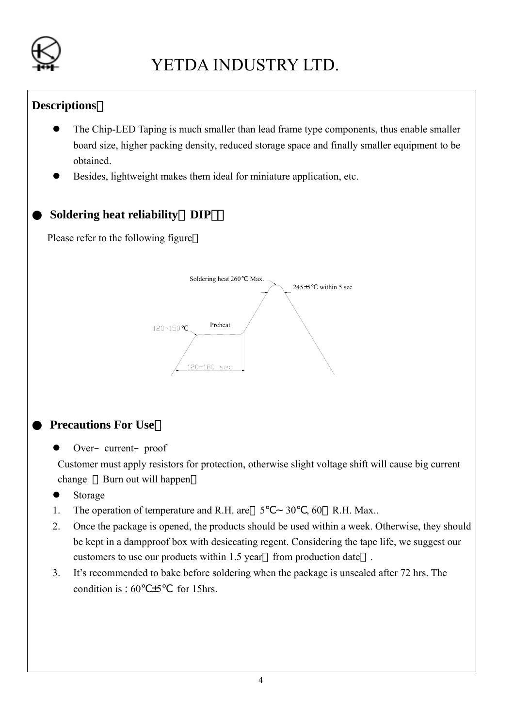# YETDA INDUSTRY LTD.

**Descriptions：**

- The Chip-LED Taping is much smaller than lead frame type components, thus enable smaller board size, higher packing density, reduced storage space and finally smaller equipment to be obtained.
- Besides, lightweight makes them ideal for miniature application, etc.

## ● Soldering heat reliability（DIP）：

Please refer to the following figure：

Soldering heat 260℃ Max.

245±5℃ within 5 sec

120~150℃

Preheat

120~180 sec

## ● Precautions For Use：

- Over- current- proof

Customer must apply resistors for protection, otherwise slight voltage shift will cause big current change （Burn out will happen）

- Storage

1. The operation of temperature and R.H. are：5℃~ 30℃, 60％ R.H. Max..
2. Once the package is opened, the products should be used within a week. Otherwise, they should be kept in a dampproof box with desiccating regent. Considering the tape life, we suggest our customers to use our products within 1.5 year（from production date）.
3. It's recommended to bake before soldering when the package is unsealed after 72 hrs. The condition is : 60℃±5℃ for 15hrs.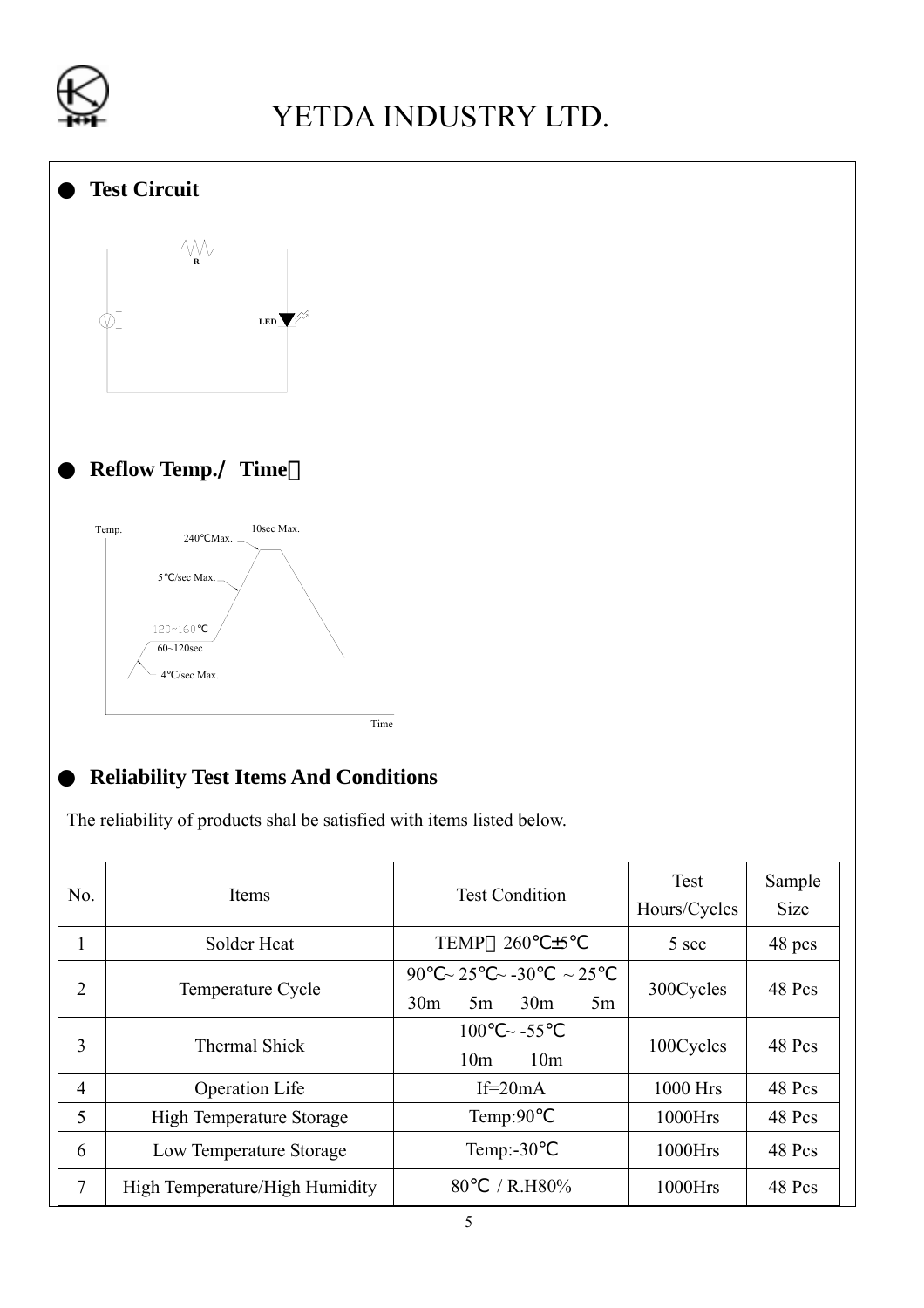# YETDA INDUSTRY LTD.

● **Test Circuit**

● **Reflow Temp./ Time：**

● **Reliability Test Items And Conditions**

The reliability of products shal be satisfied with items listed below.

| No. | Items | Test Condition | Test Hours/Cycles | Sample Size |
|---|---|---|---|---|
| 1 | Solder Heat | TEMP：260℃±5℃ | 5 sec | 48 pcs |
| 2 | Temperature Cycle | 90℃~ 25℃~ -30℃ ~ 25℃<br>30m 5m 30m 5m | 300Cycles | 48 Pcs |
| 3 | Thermal Shick | 100℃~ -55℃<br>10m 10m | 100Cycles | 48 Pcs |
| 4 | Operation Life | If=20mA | 1000 Hrs | 48 Pcs |
| 5 | High Temperature Storage | Temp:90℃ | 1000Hrs | 48 Pcs |
| 6 | Low Temperature Storage | Temp:-30℃ | 1000Hrs | 48 Pcs |
| 7 | High Temperature/High Humidity | 80℃ / R.H80% | 1000Hrs | 48 Pcs |